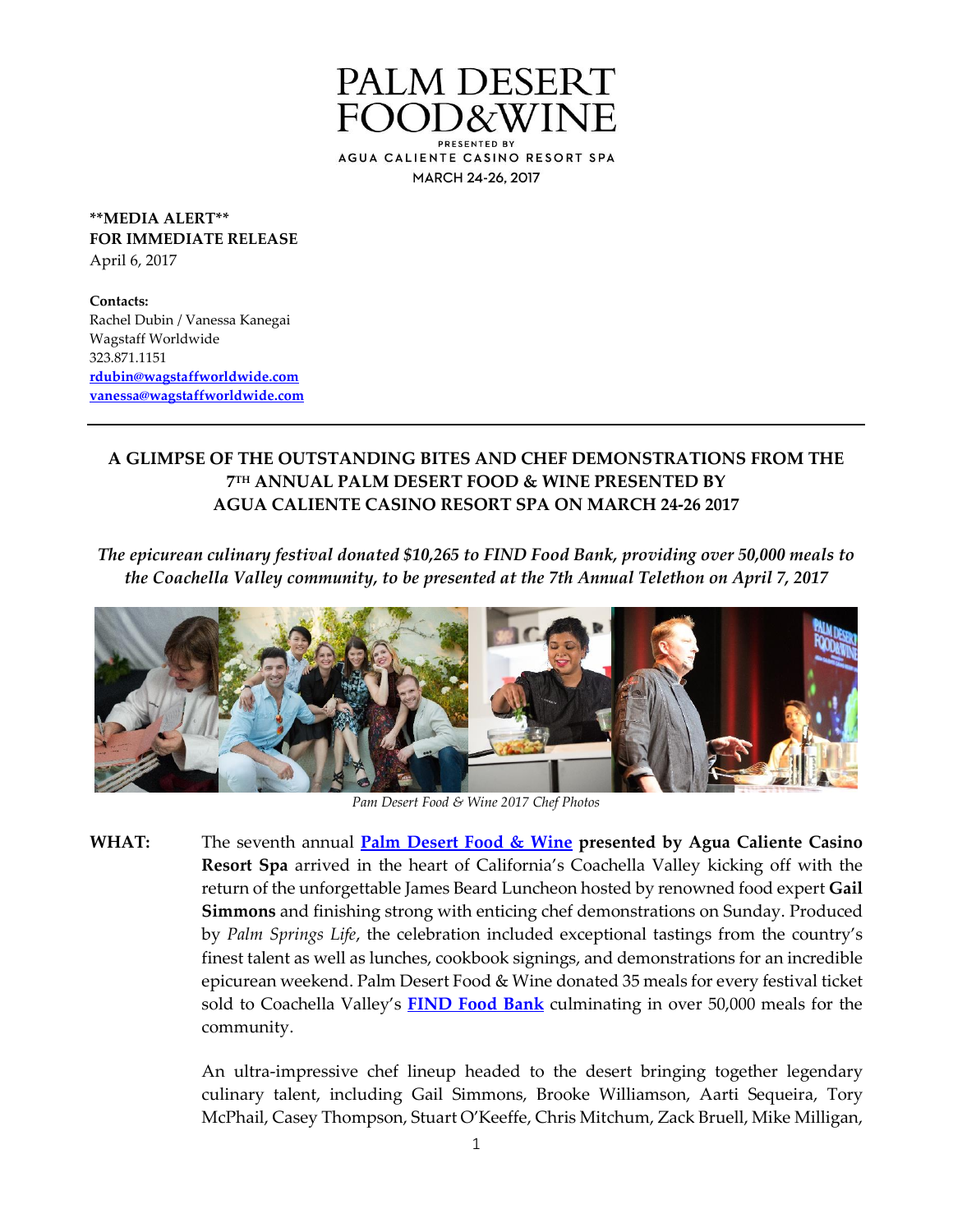# PALM DESERT FOOD&WINE

PRESENTED BY
AGUA CALIENTE CASINO RESORT SPA
MARCH 24-26, 2017

**\*\*MEDIA ALERT\*\***
**FOR IMMEDIATE RELEASE**
April 6, 2017

**Contacts:**
Rachel Dubin / Vanessa Kanegai
Wagstaff Worldwide
323.871.1151
**rdubin@wagstaffworldwide.com**
**vanessa@wagstaffworldwide.com**

---

## A GLIMPSE OF THE OUTSTANDING BITES AND CHEF DEMONSTRATIONS FROM THE 7TH ANNUAL PALM DESERT FOOD & WINE PRESENTED BY AGUA CALIENTE CASINO RESORT SPA ON MARCH 24-26 2017

*The epicurean culinary festival donated $10,265 to FIND Food Bank, providing over 50,000 meals to the Coachella Valley community, to be presented at the 7th Annual Telethon on April 7, 2017*

*Pam Desert Food & Wine 2017 Chef Photos*

**WHAT:** The seventh annual **Palm Desert Food & Wine presented by Agua Caliente Casino Resort Spa** arrived in the heart of California's Coachella Valley kicking off with the return of the unforgettable James Beard Luncheon hosted by renowned food expert **Gail Simmons** and finishing strong with enticing chef demonstrations on Sunday. Produced by *Palm Springs Life*, the celebration included exceptional tastings from the country's finest talent as well as lunches, cookbook signings, and demonstrations for an incredible epicurean weekend. Palm Desert Food & Wine donated 35 meals for every festival ticket sold to Coachella Valley's **FIND Food Bank** culminating in over 50,000 meals for the community.

An ultra-impressive chef lineup headed to the desert bringing together legendary culinary talent, including Gail Simmons, Brooke Williamson, Aarti Sequeira, Tory McPhail, Casey Thompson, Stuart O'Keeffe, Chris Mitchum, Zack Bruell, Mike Milligan,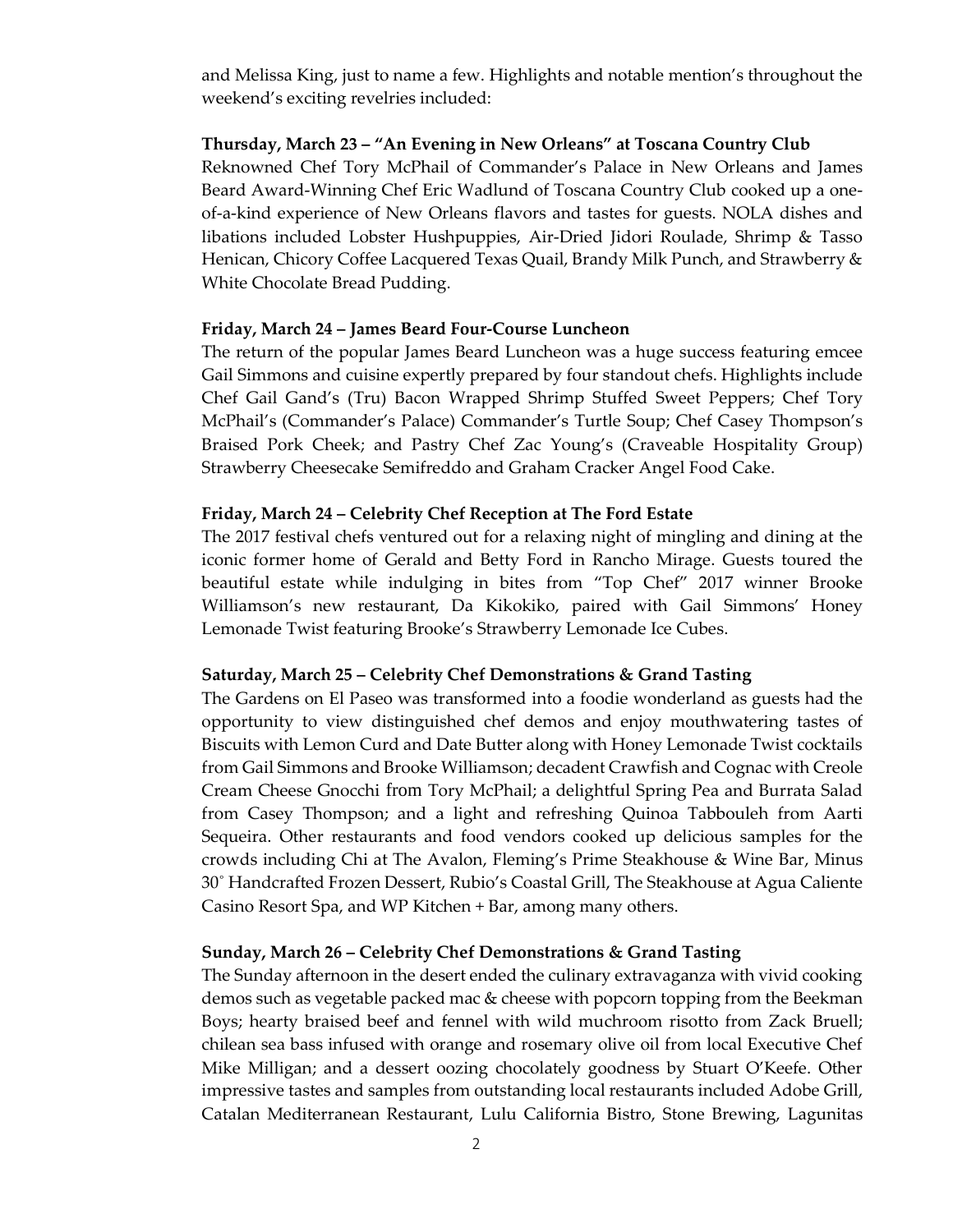and Melissa King, just to name a few. Highlights and notable mention's throughout the weekend's exciting revelries included:

**Thursday, March 23 – "An Evening in New Orleans" at Toscana Country Club**

Reknowned Chef Tory McPhail of Commander's Palace in New Orleans and James Beard Award-Winning Chef Eric Wadlund of Toscana Country Club cooked up a one-of-a-kind experience of New Orleans flavors and tastes for guests. NOLA dishes and libations included Lobster Hushpuppies, Air-Dried Jidori Roulade, Shrimp & Tasso Henican, Chicory Coffee Lacquered Texas Quail, Brandy Milk Punch, and Strawberry & White Chocolate Bread Pudding.

**Friday, March 24 – James Beard Four-Course Luncheon**

The return of the popular James Beard Luncheon was a huge success featuring emcee Gail Simmons and cuisine expertly prepared by four standout chefs. Highlights include Chef Gail Gand's (Tru) Bacon Wrapped Shrimp Stuffed Sweet Peppers; Chef Tory McPhail's (Commander's Palace) Commander's Turtle Soup; Chef Casey Thompson's Braised Pork Cheek; and Pastry Chef Zac Young's (Craveable Hospitality Group) Strawberry Cheesecake Semifreddo and Graham Cracker Angel Food Cake.

**Friday, March 24 – Celebrity Chef Reception at The Ford Estate**

The 2017 festival chefs ventured out for a relaxing night of mingling and dining at the iconic former home of Gerald and Betty Ford in Rancho Mirage. Guests toured the beautiful estate while indulging in bites from "Top Chef" 2017 winner Brooke Williamson's new restaurant, Da Kikokiko, paired with Gail Simmons' Honey Lemonade Twist featuring Brooke's Strawberry Lemonade Ice Cubes.

**Saturday, March 25 – Celebrity Chef Demonstrations & Grand Tasting**

The Gardens on El Paseo was transformed into a foodie wonderland as guests had the opportunity to view distinguished chef demos and enjoy mouthwatering tastes of Biscuits with Lemon Curd and Date Butter along with Honey Lemonade Twist cocktails from Gail Simmons and Brooke Williamson; decadent Crawfish and Cognac with Creole Cream Cheese Gnocchi from Tory McPhail; a delightful Spring Pea and Burrata Salad from Casey Thompson; and a light and refreshing Quinoa Tabbouleh from Aarti Sequeira. Other restaurants and food vendors cooked up delicious samples for the crowds including Chi at The Avalon, Fleming's Prime Steakhouse & Wine Bar, Minus 30˚ Handcrafted Frozen Dessert, Rubio's Coastal Grill, The Steakhouse at Agua Caliente Casino Resort Spa, and WP Kitchen + Bar, among many others.

**Sunday, March 26 – Celebrity Chef Demonstrations & Grand Tasting**

The Sunday afternoon in the desert ended the culinary extravaganza with vivid cooking demos such as vegetable packed mac & cheese with popcorn topping from the Beekman Boys; hearty braised beef and fennel with wild muchroom risotto from Zack Bruell; chilean sea bass infused with orange and rosemary olive oil from local Executive Chef Mike Milligan; and a dessert oozing chocolately goodness by Stuart O'Keefe. Other impressive tastes and samples from outstanding local restaurants included Adobe Grill, Catalan Mediterranean Restaurant, Lulu California Bistro, Stone Brewing, Lagunitas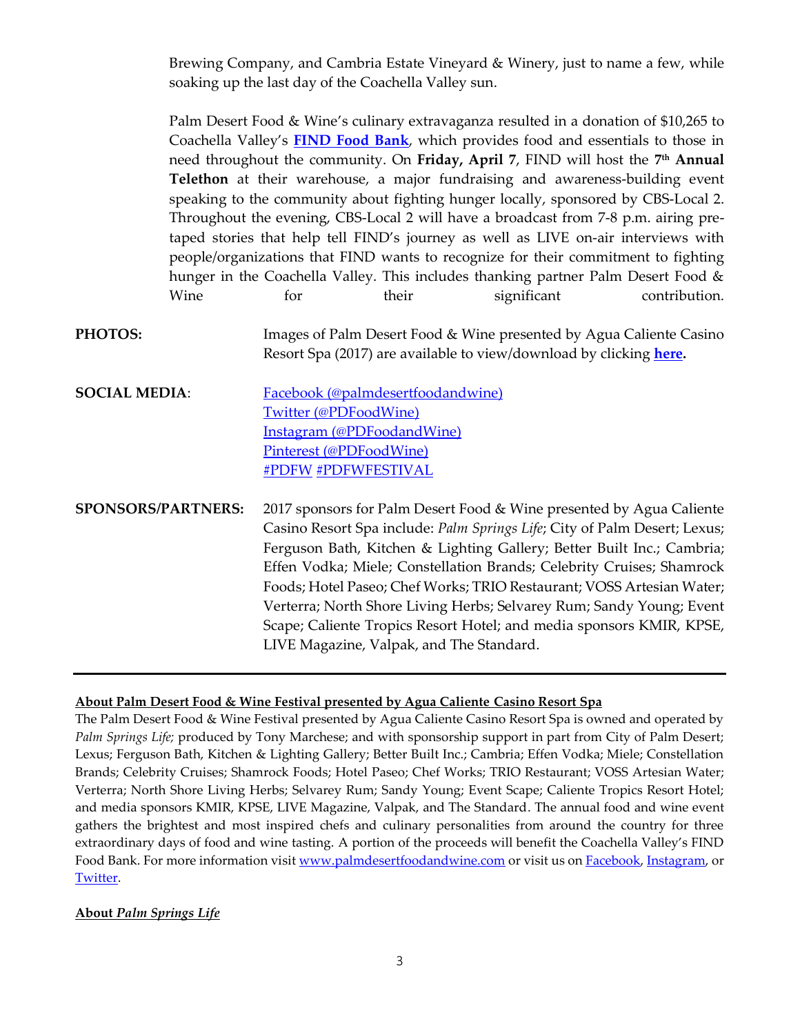Brewing Company, and Cambria Estate Vineyard & Winery, just to name a few, while soaking up the last day of the Coachella Valley sun.

Palm Desert Food & Wine's culinary extravaganza resulted in a donation of $10,265 to Coachella Valley's **FIND Food Bank**, which provides food and essentials to those in need throughout the community. On **Friday, April 7**, FIND will host the **7th Annual Telethon** at their warehouse, a major fundraising and awareness-building event speaking to the community about fighting hunger locally, sponsored by CBS-Local 2. Throughout the evening, CBS-Local 2 will have a broadcast from 7-8 p.m. airing pre-taped stories that help tell FIND's journey as well as LIVE on-air interviews with people/organizations that FIND wants to recognize for their commitment to fighting hunger in the Coachella Valley. This includes thanking partner Palm Desert Food & Wine for their significant contribution.

**PHOTOS:** Images of Palm Desert Food & Wine presented by Agua Caliente Casino Resort Spa (2017) are available to view/download by clicking **here.**

**SOCIAL MEDIA**:
Facebook (@palmdesertfoodandwine)
Twitter (@PDFoodWine)
Instagram (@PDFoodandWine)
Pinterest (@PDFoodWine)
#PDFW #PDFWFESTIVAL

**SPONSORS/PARTNERS:** 2017 sponsors for Palm Desert Food & Wine presented by Agua Caliente Casino Resort Spa include: *Palm Springs Life*; City of Palm Desert; Lexus; Ferguson Bath, Kitchen & Lighting Gallery; Better Built Inc.; Cambria; Effen Vodka; Miele; Constellation Brands; Celebrity Cruises; Shamrock Foods; Hotel Paseo; Chef Works; TRIO Restaurant; VOSS Artesian Water; Verterra; North Shore Living Herbs; Selvarey Rum; Sandy Young; Event Scape; Caliente Tropics Resort Hotel; and media sponsors KMIR, KPSE, LIVE Magazine, Valpak, and The Standard.

---

**About Palm Desert Food & Wine Festival presented by Agua Caliente Casino Resort Spa**

The Palm Desert Food & Wine Festival presented by Agua Caliente Casino Resort Spa is owned and operated by *Palm Springs Life;* produced by Tony Marchese; and with sponsorship support in part from City of Palm Desert; Lexus; Ferguson Bath, Kitchen & Lighting Gallery; Better Built Inc.; Cambria; Effen Vodka; Miele; Constellation Brands; Celebrity Cruises; Shamrock Foods; Hotel Paseo; Chef Works; TRIO Restaurant; VOSS Artesian Water; Verterra; North Shore Living Herbs; Selvarey Rum; Sandy Young; Event Scape; Caliente Tropics Resort Hotel; and media sponsors KMIR, KPSE, LIVE Magazine, Valpak, and The Standard. The annual food and wine event gathers the brightest and most inspired chefs and culinary personalities from around the country for three extraordinary days of food and wine tasting. A portion of the proceeds will benefit the Coachella Valley's FIND Food Bank. For more information visit www.palmdesertfoodandwine.com or visit us on Facebook, Instagram, or Twitter.

**About *Palm Springs Life***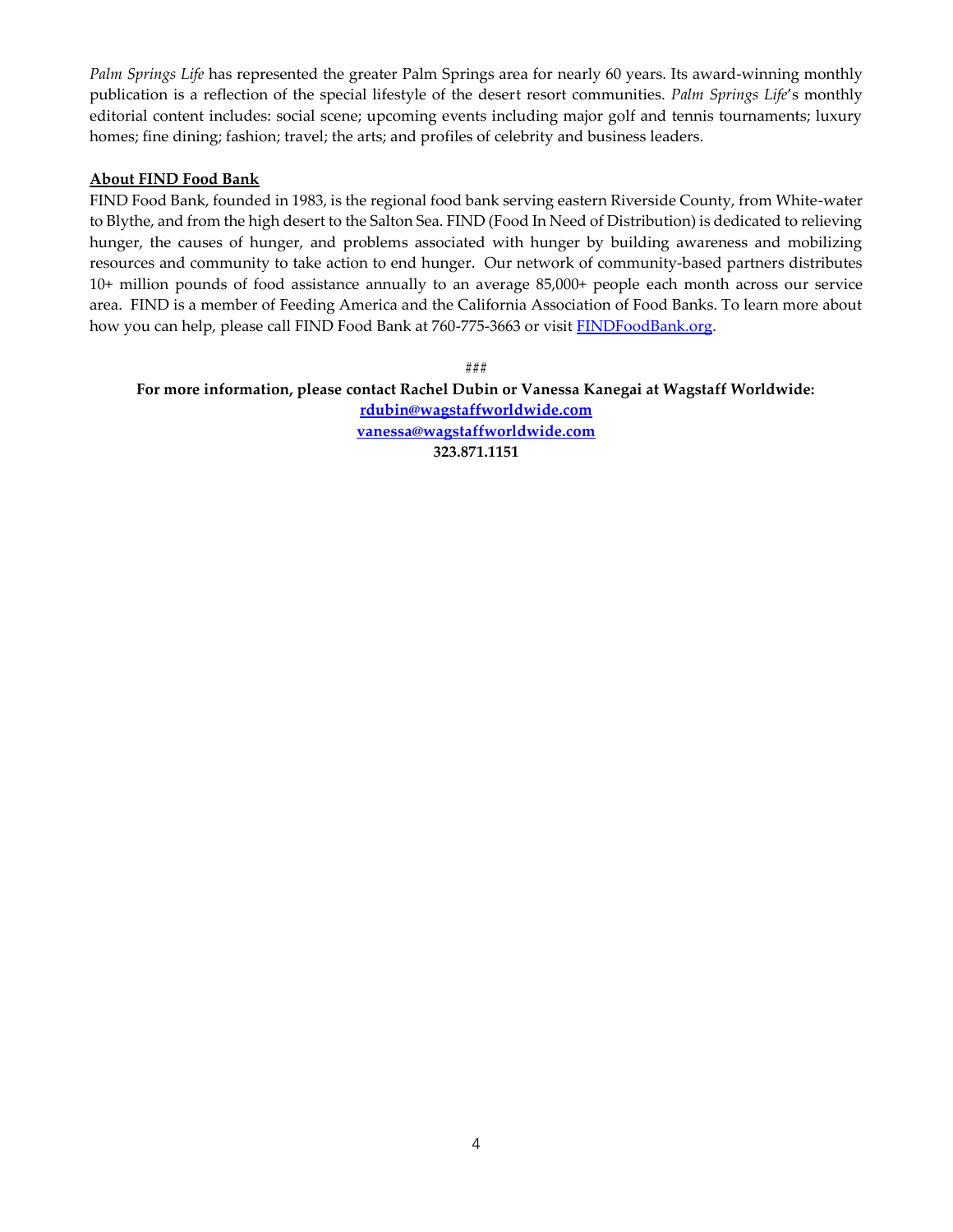*Palm Springs Life* has represented the greater Palm Springs area for nearly 60 years. Its award-winning monthly publication is a reflection of the special lifestyle of the desert resort communities. *Palm Springs Life*'s monthly editorial content includes: social scene; upcoming events including major golf and tennis tournaments; luxury homes; fine dining; fashion; travel; the arts; and profiles of celebrity and business leaders.

**About FIND Food Bank**

FIND Food Bank, founded in 1983, is the regional food bank serving eastern Riverside County, from White-water to Blythe, and from the high desert to the Salton Sea. FIND (Food In Need of Distribution) is dedicated to relieving hunger, the causes of hunger, and problems associated with hunger by building awareness and mobilizing resources and community to take action to end hunger. Our network of community-based partners distributes 10+ million pounds of food assistance annually to an average 85,000+ people each month across our service area. FIND is a member of Feeding America and the California Association of Food Banks. To learn more about how you can help, please call FIND Food Bank at 760-775-3663 or visit [FINDFoodBank.org](http://FINDFoodBank.org).

###

**For more information, please contact Rachel Dubin or Vanessa Kanegai at Wagstaff Worldwide:**

**[rdubin@wagstaffworldwide.com](mailto:rdubin@wagstaffworldwide.com)**

**[vanessa@wagstaffworldwide.com](mailto:vanessa@wagstaffworldwide.com)**

**323.871.1151**